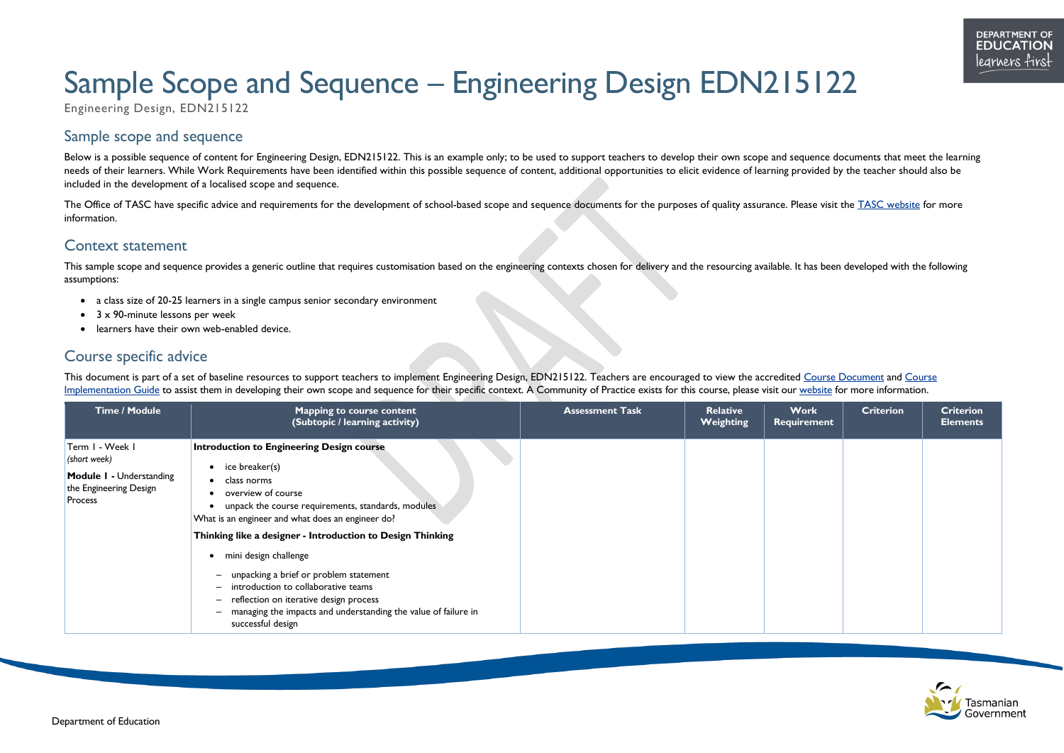# Sample Scope and Sequence – Engineering Design EDN215122

Engineering Design, EDN215122

## Sample scope and sequence

Below is a possible sequence of content for Engineering Design, EDN215122. This is an example only; to be used to support teachers to develop their own scope and sequence documents that meet the learning needs of their learners. While Work Requirements have been identified within this possible sequence of content, additional opportunities to elicit evidence of learning provided by the teacher should also be included in the development of a localised scope and sequence.

The Office of TASC have specific advice and requirements for the development of school-based scope and sequence documents for the purposes of quality assurance. Please visit the TASC website for more information.

## Context statement

This sample scope and sequence provides a generic outline that requires customisation based on the engineering contexts chosen for delivery and the resourcing available. It has been developed with the following assumptions:

- a class size of 20-25 learners in a single campus senior secondary environment
- 3 x 90-minute lessons per week
- learners have their own web-enabled device.

## Course specific advice

This document is part of a set of baseline resources to support teachers to implement Engineering Design, EDN215122. Teachers are encouraged to view the accredited Course Document and Course Implementation Guide to assist them in developing their own scope and sequence for their specific context. A Community of Practice exists for this course, please visit our website for more information.

| Time / Module | Mapping to course content (Subtopic / learning activity) | Assessment Task | Relative Weighting | Work Requirement | Criterion | Criterion Elements |
|---|---|---|---|---|---|---|
| Term 1 - Week 1 *(short week)* <br><br> **Module 1 -** Understanding the Engineering Design Process | **Introduction to Engineering Design course** <br> • ice breaker(s) <br> • class norms <br> • overview of course <br> • unpack the course requirements, standards, modules <br> What is an engineer and what does an engineer do? <br><br> **Thinking like a designer - Introduction to Design Thinking** <br> • mini design challenge <br> – unpacking a brief or problem statement <br> – introduction to collaborative teams <br> – reflection on iterative design process <br> – managing the impacts and understanding the value of failure in successful design | | | | | |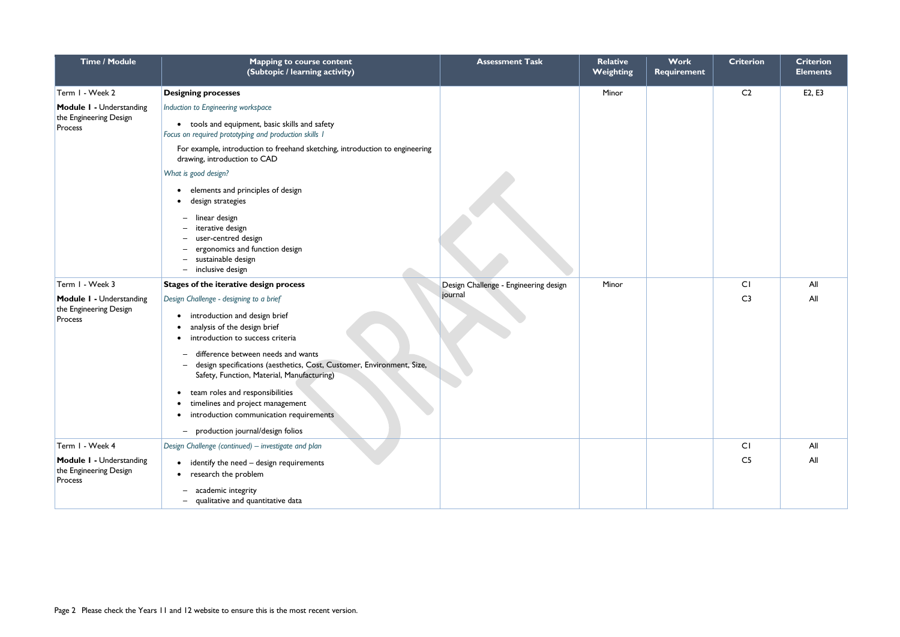| Time / Module | Mapping to course content (Subtopic / learning activity) | Assessment Task | Relative Weighting | Work Requirement | Criterion | Criterion Elements |
|---|---|---|---|---|---|---|
| Term 1 - Week 2<br><br>**Module 1 -** Understanding the Engineering Design Process | **Designing processes**<br><br>*Induction to Engineering workspace*<br><br>• tools and equipment, basic skills and safety<br><br>*Focus on required prototyping and production skills 1*<br><br>For example, introduction to freehand sketching, introduction to engineering drawing, introduction to CAD<br><br>*What is good design?*<br><br>• elements and principles of design<br>• design strategies<br>– linear design<br>– iterative design<br>– user-centred design<br>– ergonomics and function design<br>– sustainable design<br>– inclusive design | | Minor | | C2 | E2, E3 |
| Term 1 - Week 3<br><br>**Module 1 -** Understanding the Engineering Design Process | **Stages of the iterative design process**<br><br>*Design Challenge - designing to a brief*<br><br>• introduction and design brief<br>• analysis of the design brief<br>• introduction to success criteria<br>– difference between needs and wants<br>– design specifications (aesthetics, Cost, Customer, Environment, Size, Safety, Function, Material, Manufacturing)<br><br>• team roles and responsibilities<br>• timelines and project management<br>• introduction communication requirements<br>– production journal/design folios | Design Challenge - Engineering design journal | Minor | | C1<br><br>C3 | All<br><br>All |
| Term 1 - Week 4<br><br>**Module 1 -** Understanding the Engineering Design Process | *Design Challenge (continued) – investigate and plan*<br><br>• identify the need – design requirements<br>• research the problem<br>– academic integrity<br>– qualitative and quantitative data | | | | C1<br><br>C5 | All<br><br>All |

Please check the Years 11 and 12 website to ensure this is the most recent version.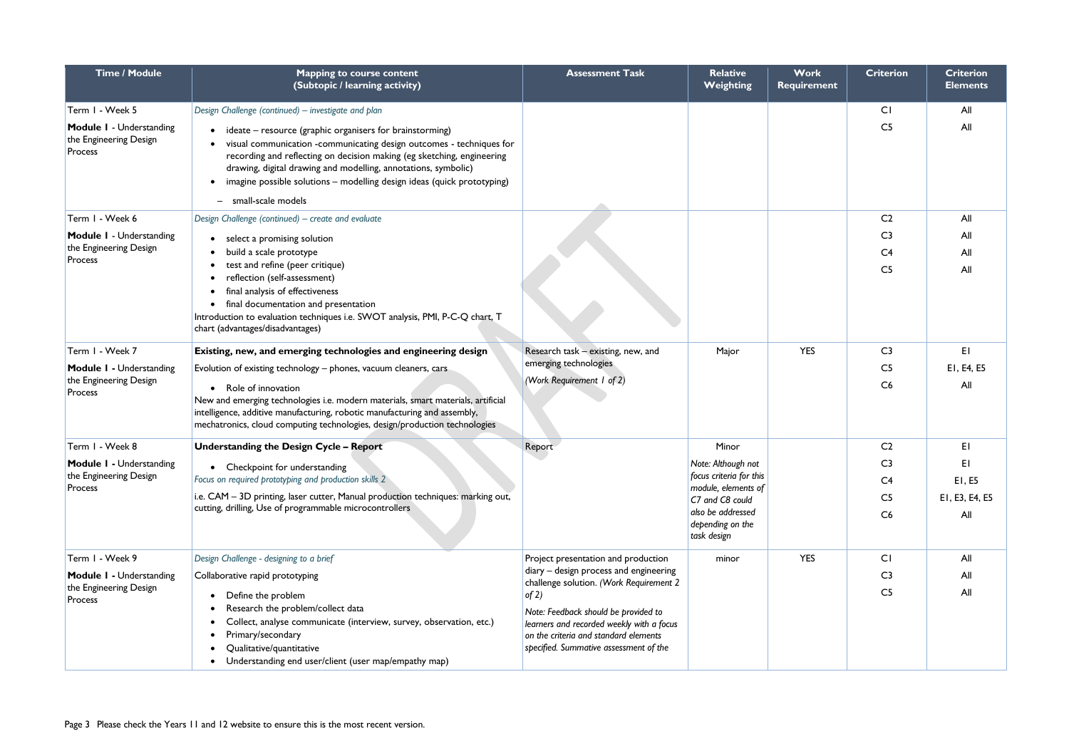| Time / Module | Mapping to course content (Subtopic / learning activity) | Assessment Task | Relative Weighting | Work Requirement | Criterion | Criterion Elements |
|---|---|---|---|---|---|---|
| Term 1 - Week 5<br><br>**Module 1** - Understanding the Engineering Design Process | *Design Challenge (continued) – investigate and plan*<br>• ideate – resource (graphic organisers for brainstorming)<br>• visual communication -communicating design outcomes - techniques for recording and reflecting on decision making (eg sketching, engineering drawing, digital drawing and modelling, annotations, symbolic)<br>• imagine possible solutions – modelling design ideas (quick prototyping)<br>&nbsp;&nbsp;– small-scale models | | | | C1<br>C5 | All<br>All |
| Term 1 - Week 6<br><br>**Module 1** - Understanding the Engineering Design Process | *Design Challenge (continued) – create and evaluate*<br>• select a promising solution<br>• build a scale prototype<br>• test and refine (peer critique)<br>• reflection (self-assessment)<br>• final analysis of effectiveness<br>• final documentation and presentation<br>Introduction to evaluation techniques i.e. SWOT analysis, PMI, P-C-Q chart, T chart (advantages/disadvantages) | | | | C2<br>C3<br>C4<br>C5 | All<br>All<br>All<br>All |
| Term 1 - Week 7<br><br>**Module 1** - Understanding the Engineering Design Process | **Existing, new, and emerging technologies and engineering design**<br>Evolution of existing technology – phones, vacuum cleaners, cars<br>• Role of innovation<br>New and emerging technologies i.e. modern materials, smart materials, artificial intelligence, additive manufacturing, robotic manufacturing and assembly, mechatronics, cloud computing technologies, design/production technologies | Research task – existing, new, and emerging technologies<br>*(Work Requirement 1 of 2)* | Major | YES | C3<br>C5<br>C6 | E1<br>E1, E4, E5<br>All |
| Term 1 - Week 8<br><br>**Module 1** - Understanding the Engineering Design Process | **Understanding the Design Cycle – Report**<br>• Checkpoint for understanding<br>*Focus on required prototyping and production skills 2*<br>i.e. CAM – 3D printing, laser cutter, Manual production techniques: marking out, cutting, drilling, Use of programmable microcontrollers | Report | Minor<br><br>*Note: Although not focus criteria for this module, elements of C7 and C8 could also be addressed depending on the task design* | | C2<br>C3<br>C4<br>C5<br>C6 | E1<br>E1<br>E1, E5<br>E1, E3, E4, E5<br>All |
| Term 1 - Week 9<br><br>**Module 1** - Understanding the Engineering Design Process | *Design Challenge - designing to a brief*<br>Collaborative rapid prototyping<br>• Define the problem<br>• Research the problem/collect data<br>• Collect, analyse communicate (interview, survey, observation, etc.)<br>• Primary/secondary<br>• Qualitative/quantitative<br>• Understanding end user/client (user map/empathy map) | Project presentation and production diary – design process and engineering challenge solution. *(Work Requirement 2 of 2)*<br><br>*Note: Feedback should be provided to learners and recorded weekly with a focus on the criteria and standard elements specified. Summative assessment of the* | minor | YES | C1<br>C3<br>C5 | All<br>All<br>All |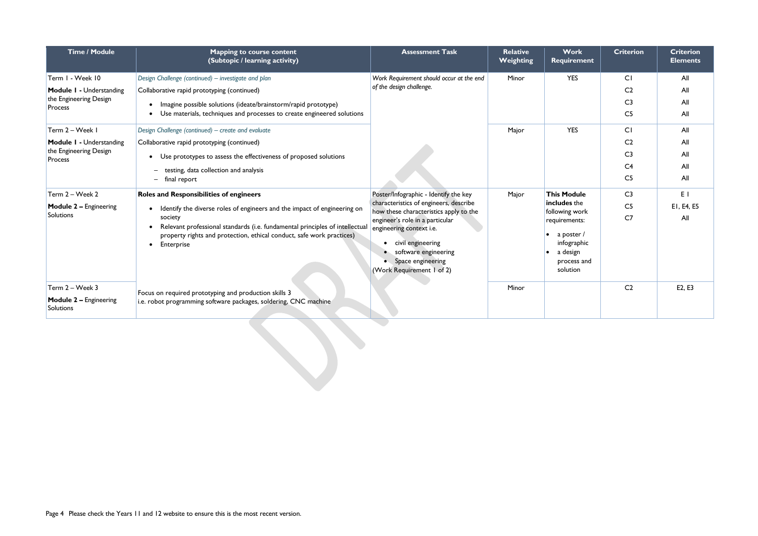| Time / Module | Mapping to course content (Subtopic / learning activity) | Assessment Task | Relative Weighting | Work Requirement | Criterion | Criterion Elements |
|---|---|---|---|---|---|---|
| Term 1 - Week 10<br><br>**Module 1 -** Understanding the Engineering Design Process | *Design Challenge (continued) – investigate and plan*<br><br>Collaborative rapid prototyping (continued)<br><br>• Imagine possible solutions (ideate/brainstorm/rapid prototype)<br>• Use materials, techniques and processes to create engineered solutions | *Work Requirement should occur at the end of the design challenge.* | Minor | YES | C1<br>C2<br>C3<br>C5 | All<br>All<br>All<br>All |
| Term 2 – Week 1<br><br>**Module 1 -** Understanding the Engineering Design Process | *Design Challenge (continued) – create and evaluate*<br><br>Collaborative rapid prototyping (continued)<br><br>• Use prototypes to assess the effectiveness of proposed solutions<br>– testing, data collection and analysis<br>– final report | | Major | YES | C1<br>C2<br>C3<br>C4<br>C5 | All<br>All<br>All<br>All<br>All |
| Term 2 – Week 2<br><br>**Module 2 –** Engineering Solutions | **Roles and Responsibilities of engineers**<br><br>• Identify the diverse roles of engineers and the impact of engineering on society<br>• Relevant professional standards (i.e. fundamental principles of intellectual property rights and protection, ethical conduct, safe work practices)<br>• Enterprise | Poster/Infographic - Identify the key characteristics of engineers, describe how these characteristics apply to the engineer's role in a particular engineering context i.e.<br><br>• civil engineering<br>• software engineering<br>• Space engineering<br><br>(Work Requirement 1 of 2) | Major | **This Module includes** the following work requirements:<br><br>• a poster / infographic<br>• a design process and solution | C3<br>C5<br>C7 | E 1<br>E1, E4, E5<br>All |
| Term 2 – Week 3<br><br>**Module 2 –** Engineering Solutions | Focus on required prototyping and production skills 3<br>i.e. robot programming software packages, soldering, CNC machine | | Minor | | C2 | E2, E3 |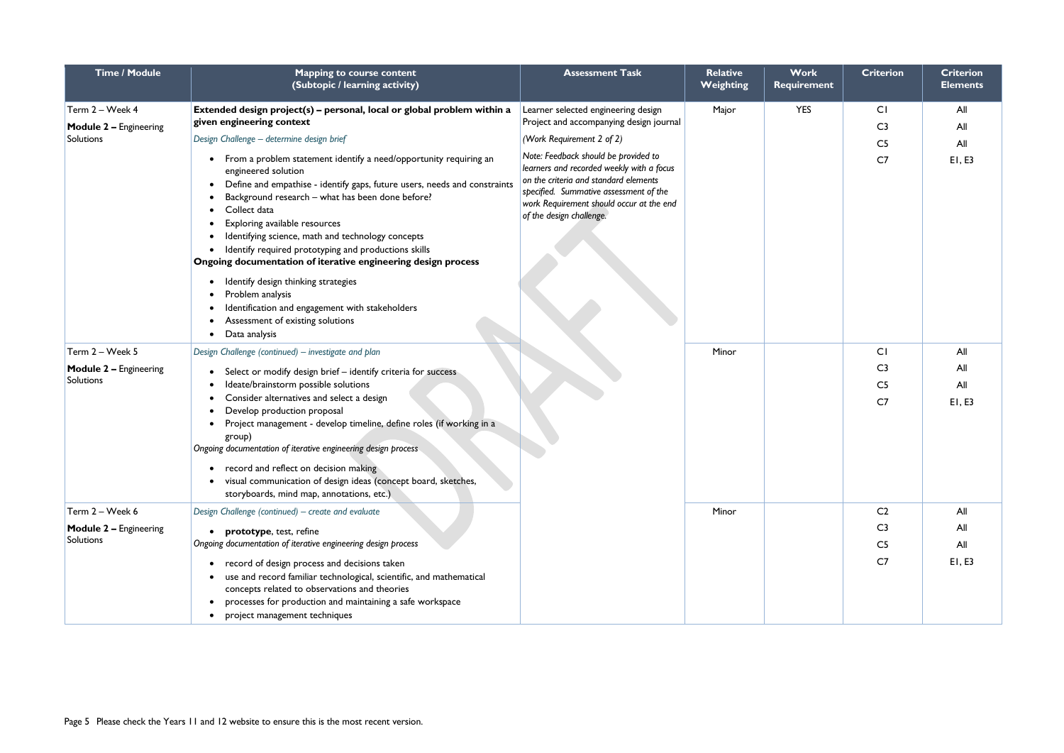| Time / Module | Mapping to course content (Subtopic / learning activity) | Assessment Task | Relative Weighting | Work Requirement | Criterion | Criterion Elements |
|---|---|---|---|---|---|---|
| Term 2 – Week 4<br><br>**Module 2 –** Engineering Solutions | **Extended design project(s) – personal, local or global problem within a given engineering context**<br><br>*Design Challenge – determine design brief*<br><br>• From a problem statement identify a need/opportunity requiring an engineered solution<br>• Define and empathise - identify gaps, future users, needs and constraints<br>• Background research – what has been done before?<br>• Collect data<br>• Exploring available resources<br>• Identifying science, math and technology concepts<br>• Identify required prototyping and productions skills<br><br>**Ongoing documentation of iterative engineering design process**<br><br>• Identify design thinking strategies<br>• Problem analysis<br>• Identification and engagement with stakeholders<br>• Assessment of existing solutions<br>• Data analysis | Learner selected engineering design Project and accompanying design journal<br><br>*(Work Requirement 2 of 2)*<br><br>*Note: Feedback should be provided to learners and recorded weekly with a focus on the criteria and standard elements specified. Summative assessment of the work Requirement should occur at the end of the design challenge.* | Major | YES | C1<br>C3<br>C5<br>C7 | All<br>All<br>All<br>E1, E3 |
| Term 2 – Week 5<br><br>**Module 2 –** Engineering Solutions | *Design Challenge (continued) – investigate and plan*<br><br>• Select or modify design brief – identify criteria for success<br>• Ideate/brainstorm possible solutions<br>• Consider alternatives and select a design<br>• Develop production proposal<br>• Project management - develop timeline, define roles (if working in a group)<br><br>*Ongoing documentation of iterative engineering design process*<br><br>• record and reflect on decision making<br>• visual communication of design ideas (concept board, sketches, storyboards, mind map, annotations, etc.) | | Minor | | C1<br>C3<br>C5<br>C7 | All<br>All<br>All<br>E1, E3 |
| Term 2 – Week 6<br><br>**Module 2 –** Engineering Solutions | *Design Challenge (continued) – create and evaluate*<br><br>• **prototype**, test, refine<br><br>*Ongoing documentation of iterative engineering design process*<br><br>• record of design process and decisions taken<br>• use and record familiar technological, scientific, and mathematical concepts related to observations and theories<br>• processes for production and maintaining a safe workspace<br>• project management techniques | | Minor | | C2<br>C3<br>C5<br>C7 | All<br>All<br>All<br>E1, E3 |

Please check the Years 11 and 12 website to ensure this is the most recent version.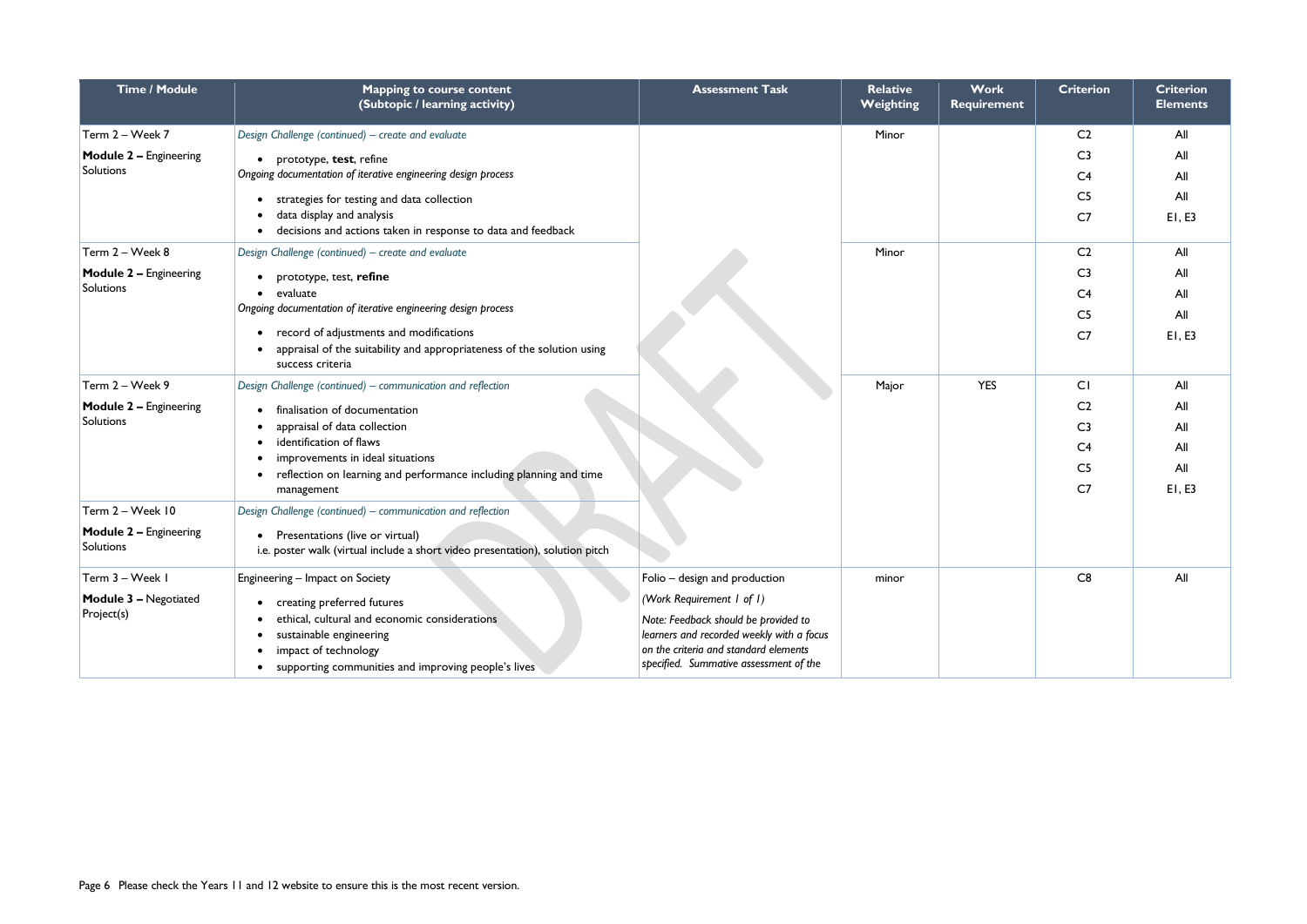| Time / Module | Mapping to course content (Subtopic / learning activity) | Assessment Task | Relative Weighting | Work Requirement | Criterion | Criterion Elements |
|---|---|---|---|---|---|---|
| Term 2 – Week 7<br><br>**Module 2 –** Engineering Solutions | *Design Challenge (continued) – create and evaluate*<br>• prototype, **test**, refine<br>*Ongoing documentation of iterative engineering design process*<br>• strategies for testing and data collection<br>• data display and analysis<br>• decisions and actions taken in response to data and feedback | | Minor | | C2<br>C3<br>C4<br>C5<br>C7 | All<br>All<br>All<br>All<br>E1, E3 |
| Term 2 – Week 8<br><br>**Module 2 –** Engineering Solutions | *Design Challenge (continued) – create and evaluate*<br>• prototype, test, **refine**<br>• evaluate<br>*Ongoing documentation of iterative engineering design process*<br>• record of adjustments and modifications<br>• appraisal of the suitability and appropriateness of the solution using success criteria | | Minor | | C2<br>C3<br>C4<br>C5<br>C7 | All<br>All<br>All<br>All<br>E1, E3 |
| Term 2 – Week 9<br><br>**Module 2 –** Engineering Solutions | *Design Challenge (continued) – communication and reflection*<br>• finalisation of documentation<br>• appraisal of data collection<br>• identification of flaws<br>• improvements in ideal situations<br>• reflection on learning and performance including planning and time management | | Major | YES | C1<br>C2<br>C3<br>C4<br>C5<br>C7 | All<br>All<br>All<br>All<br>All<br>E1, E3 |
| Term 2 – Week 10<br><br>**Module 2 –** Engineering Solutions | *Design Challenge (continued) – communication and reflection*<br>• Presentations (live or virtual)<br>i.e. poster walk (virtual include a short video presentation), solution pitch | | | | | |
| Term 3 – Week 1<br><br>**Module 3 –** Negotiated Project(s) | Engineering – Impact on Society<br>• creating preferred futures<br>• ethical, cultural and economic considerations<br>• sustainable engineering<br>• impact of technology<br>• supporting communities and improving people's lives | Folio – design and production<br>*(Work Requirement 1 of 1)*<br>*Note: Feedback should be provided to learners and recorded weekly with a focus on the criteria and standard elements specified. Summative assessment of the* | minor | | C8 | All |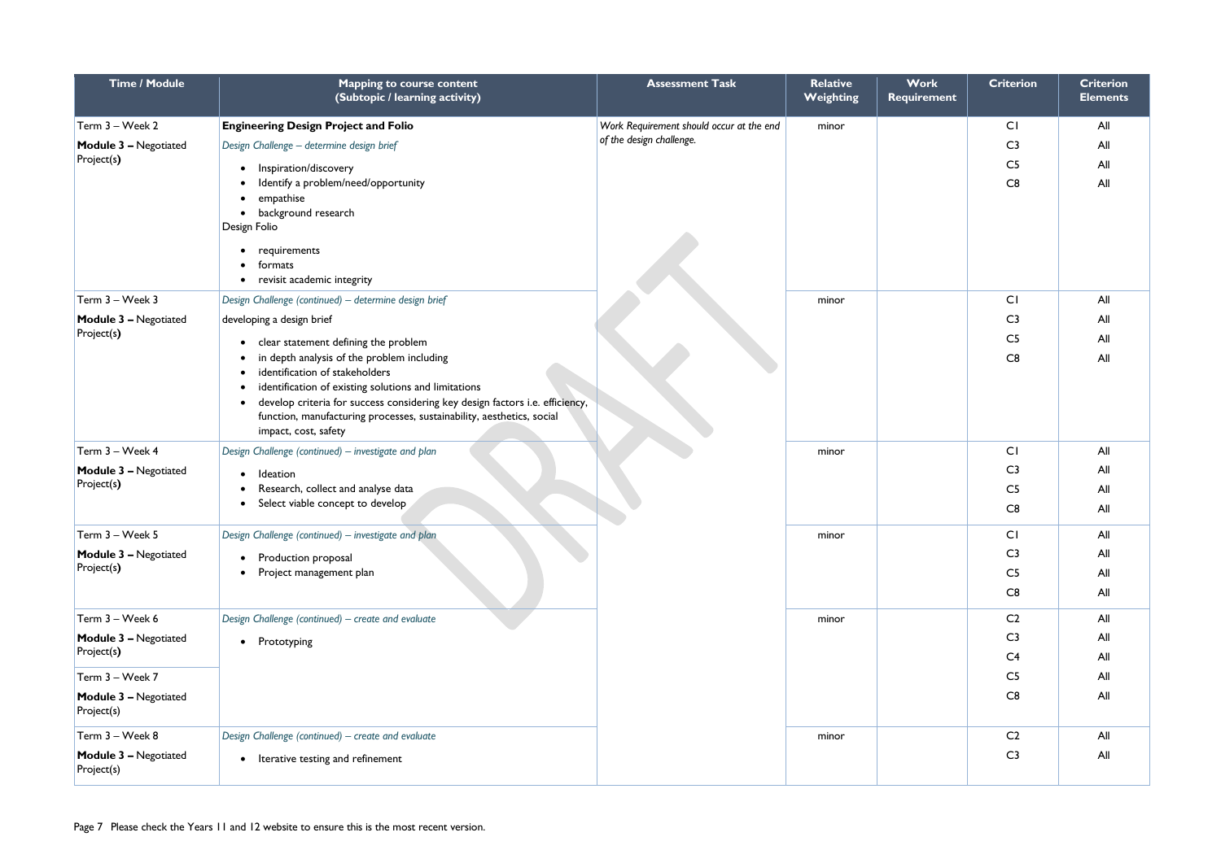| Time / Module | Mapping to course content (Subtopic / learning activity) | Assessment Task | Relative Weighting | Work Requirement | Criterion | Criterion Elements |
|---|---|---|---|---|---|---|
| Term 3 – Week 2<br>**Module 3 –** Negotiated Project(**s**) | **Engineering Design Project and Folio**<br>*Design Challenge – determine design brief*<br>• Inspiration/discovery<br>• Identify a problem/need/opportunity<br>• empathise<br>• background research<br>Design Folio<br>• requirements<br>• formats<br>• revisit academic integrity | *Work Requirement should occur at the end of the design challenge.* | minor | | C1<br>C3<br>C5<br>C8 | All<br>All<br>All<br>All |
| Term 3 – Week 3<br>**Module 3 –** Negotiated Project(**s**) | *Design Challenge (continued) – determine design brief*<br>developing a design brief<br>• clear statement defining the problem<br>• in depth analysis of the problem including<br>• identification of stakeholders<br>• identification of existing solutions and limitations<br>• develop criteria for success considering key design factors i.e. efficiency, function, manufacturing processes, sustainability, aesthetics, social impact, cost, safety | | minor | | C1<br>C3<br>C5<br>C8 | All<br>All<br>All<br>All |
| Term 3 – Week 4<br>**Module 3 –** Negotiated Project(**s**) | *Design Challenge (continued) – investigate and plan*<br>• Ideation<br>• Research, collect and analyse data<br>• Select viable concept to develop | | minor | | C1<br>C3<br>C5<br>C8 | All<br>All<br>All<br>All |
| Term 3 – Week 5<br>**Module 3 –** Negotiated Project(**s**) | *Design Challenge (continued) – investigate and plan*<br>• Production proposal<br>• Project management plan | | minor | | C1<br>C3<br>C5<br>C8 | All<br>All<br>All<br>All |
| Term 3 – Week 6<br>**Module 3 –** Negotiated Project(**s**)<br>Term 3 – Week 7<br>**Module 3 –** Negotiated Project(s) | *Design Challenge (continued) – create and evaluate*<br>• Prototyping | | minor | | C2<br>C3<br>C4<br>C5<br>C8 | All<br>All<br>All<br>All<br>All |
| Term 3 – Week 8<br>**Module 3 –** Negotiated Project(s) | *Design Challenge (continued) – create and evaluate*<br>• Iterative testing and refinement | | minor | | C2<br>C3 | All<br>All |

Please check the Years 11 and 12 website to ensure this is the most recent version.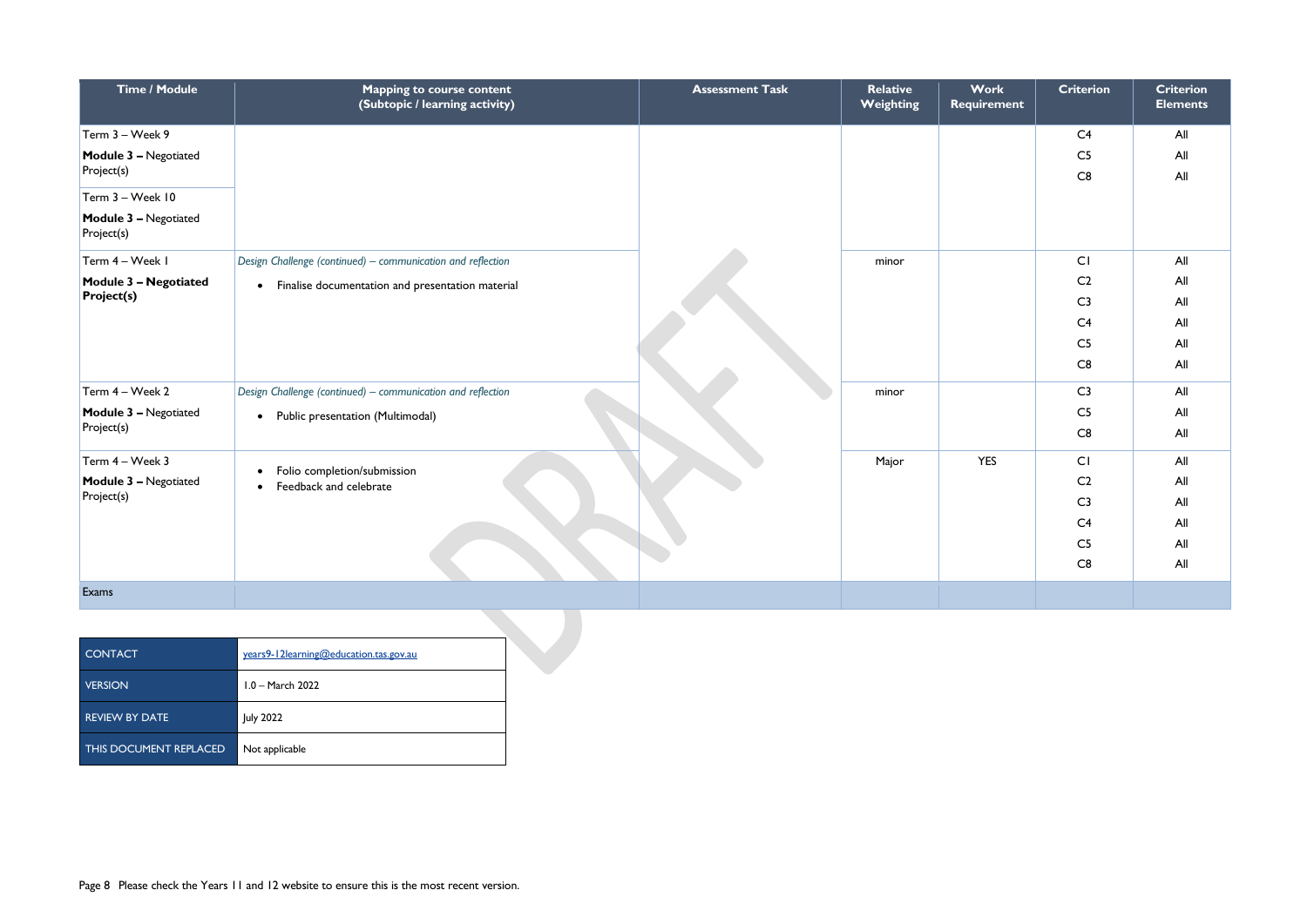| Time / Module | Mapping to course content (Subtopic / learning activity) | Assessment Task | Relative Weighting | Work Requirement | Criterion | Criterion Elements |
|---|---|---|---|---|---|---|
| Term 3 – Week 9<br>**Module 3 –** Negotiated Project(s) | | | | | C4<br>C5<br>C8 | All<br>All<br>All |
| Term 3 – Week 10<br>**Module 3 –** Negotiated Project(s) | | | | | | |
| Term 4 – Week 1<br>**Module 3 – Negotiated Project(s)** | *Design Challenge (continued) – communication and reflection*<br>• Finalise documentation and presentation material | | minor | | C1<br>C2<br>C3<br>C4<br>C5<br>C8 | All<br>All<br>All<br>All<br>All<br>All |
| Term 4 – Week 2<br>**Module 3 –** Negotiated Project(s) | *Design Challenge (continued) – communication and reflection*<br>• Public presentation (Multimodal) | | minor | | C3<br>C5<br>C8 | All<br>All<br>All |
| Term 4 – Week 3<br>**Module 3 –** Negotiated Project(s) | • Folio completion/submission<br>• Feedback and celebrate | | Major | YES | C1<br>C2<br>C3<br>C4<br>C5<br>C8 | All<br>All<br>All<br>All<br>All<br>All |
| Exams | | | | | | |

| | |
|---|---|
| CONTACT | years9-12learning@education.tas.gov.au |
| VERSION | 1.0 – March 2022 |
| REVIEW BY DATE | July 2022 |
| THIS DOCUMENT REPLACED | Not applicable |

Please check the Years 11 and 12 website to ensure this is the most recent version.